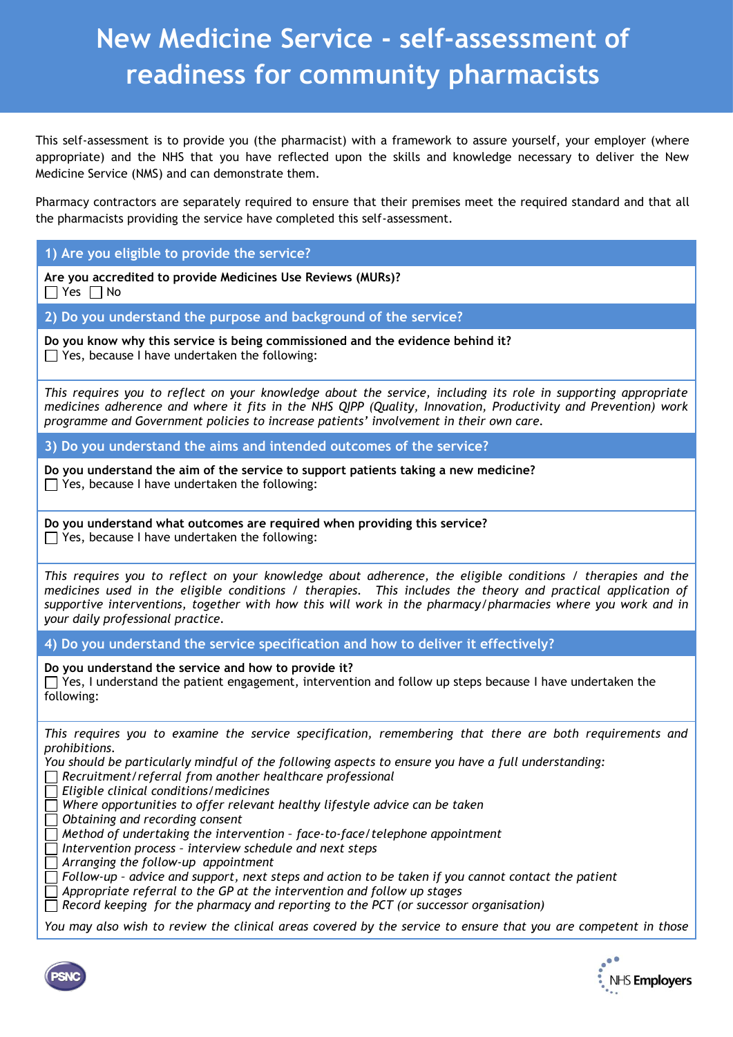# New Medicine Service - self-assessment of readiness for community pharmacists

This self-assessment is to provide you (the pharmacist) with a framework to assure yourself, your employer (where appropriate) and the NHS that you have reflected upon the skills and knowledge necessary to deliver the New Medicine Service (NMS) and can demonstrate them.

Pharmacy contractors are separately required to ensure that their premises meet the required standard and that all the pharmacists providing the service have completed this self-assessment.

## 1) Are you eligible to provide the service?

**Are you accredited to provide Medicines Use Reviews (MURs)?**

☐ Yes ☐ No

## 2) Do you understand the purpose and background of the service?

**Do you know why this service is being commissioned and the evidence behind it?**

☐ Yes, because I have undertaken the following:

*This requires you to reflect on your knowledge about the service, including its role in supporting appropriate medicines adherence and where it fits in the NHS QIPP (Quality, Innovation, Productivity and Prevention) work programme and Government policies to increase patients' involvement in their own care.*

## 3) Do you understand the aims and intended outcomes of the service?

**Do you understand the aim of the service to support patients taking a new medicine?**

☐ Yes, because I have undertaken the following:

**Do you understand what outcomes are required when providing this service?**

☐ Yes, because I have undertaken the following:

*This requires you to reflect on your knowledge about adherence, the eligible conditions / therapies and the medicines used in the eligible conditions / therapies. This includes the theory and practical application of supportive interventions, together with how this will work in the pharmacy/pharmacies where you work and in your daily professional practice.*

## 4) Do you understand the service specification and how to deliver it effectively?

**Do you understand the service and how to provide it?**

☐ Yes, I understand the patient engagement, intervention and follow up steps because I have undertaken the following:

*This requires you to examine the service specification, remembering that there are both requirements and prohibitions.*
*You should be particularly mindful of the following aspects to ensure you have a full understanding:*

- ☐ *Recruitment/referral from another healthcare professional*
- ☐ *Eligible clinical conditions/medicines*
- ☐ *Where opportunities to offer relevant healthy lifestyle advice can be taken*
- ☐ *Obtaining and recording consent*
- ☐ *Method of undertaking the intervention – face-to-face/telephone appointment*
- ☐ *Intervention process – interview schedule and next steps*
- ☐ *Arranging the follow-up appointment*
- ☐ *Follow-up - advice and support, next steps and action to be taken if you cannot contact the patient*
- ☐ *Appropriate referral to the GP at the intervention and follow up stages*
- ☐ *Record keeping for the pharmacy and reporting to the PCT (or successor organisation)*

*You may also wish to review the clinical areas covered by the service to ensure that you are competent in those*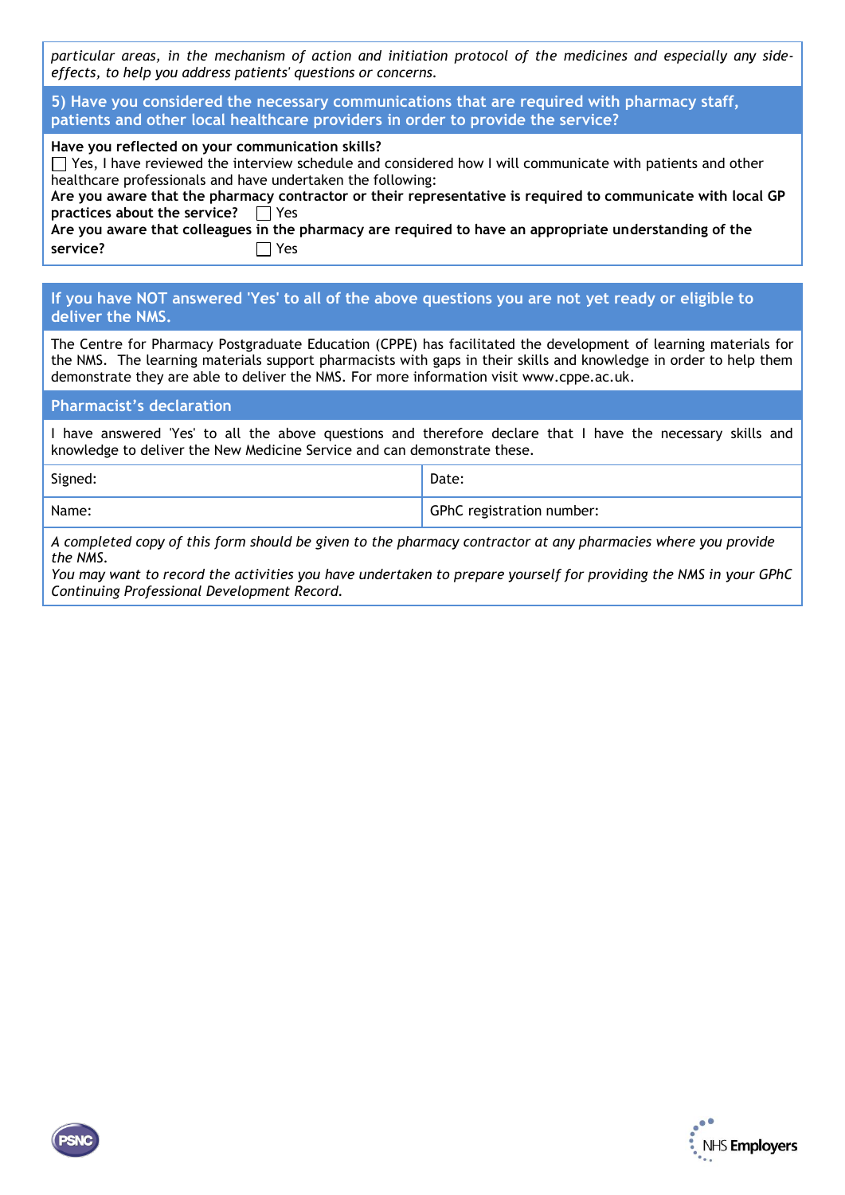*particular areas, in the mechanism of action and initiation protocol of the medicines and especially any side-effects, to help you address patients' questions or concerns.*

## 5) Have you considered the necessary communications that are required with pharmacy staff, patients and other local healthcare providers in order to provide the service?

**Have you reflected on your communication skills?**

☐ Yes, I have reviewed the interview schedule and considered how I will communicate with patients and other healthcare professionals and have undertaken the following:

**Are you aware that the pharmacy contractor or their representative is required to communicate with local GP practices about the service?** ☐ Yes

**Are you aware that colleagues in the pharmacy are required to have an appropriate understanding of the service?** ☐ Yes

## If you have NOT answered 'Yes' to all of the above questions you are not yet ready or eligible to deliver the NMS.

The Centre for Pharmacy Postgraduate Education (CPPE) has facilitated the development of learning materials for the NMS. The learning materials support pharmacists with gaps in their skills and knowledge in order to help them demonstrate they are able to deliver the NMS. For more information visit www.cppe.ac.uk.

## Pharmacist's declaration

I have answered 'Yes' to all the above questions and therefore declare that I have the necessary skills and knowledge to deliver the New Medicine Service and can demonstrate these.

| | |
|---|---|
| Signed: | Date: |
| Name: | GPhC registration number: |

*A completed copy of this form should be given to the pharmacy contractor at any pharmacies where you provide the NMS.*

*You may want to record the activities you have undertaken to prepare yourself for providing the NMS in your GPhC Continuing Professional Development Record.*